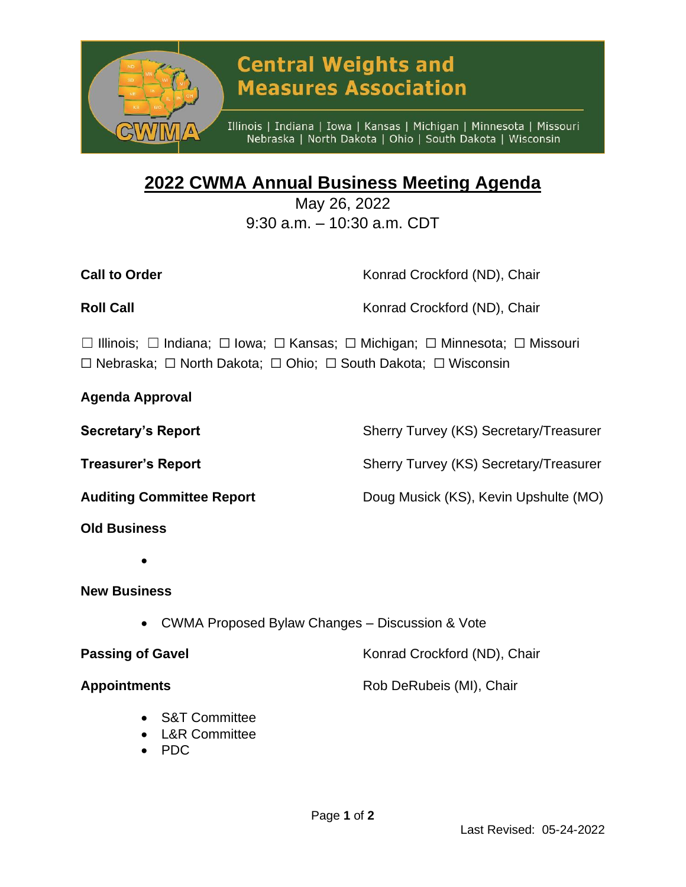Central Weights and Measures Association

Illinois | Indiana | Iowa | Kansas | Michigan | Minnesota | Missouri
Nebraska | North Dakota | Ohio | South Dakota | Wisconsin

# 2022 CWMA Annual Business Meeting Agenda

May 26, 2022
9:30 a.m. – 10:30 a.m. CDT

**Call to Order** — Konrad Crockford (ND), Chair

**Roll Call** — Konrad Crockford (ND), Chair

☐ Illinois; ☐ Indiana; ☐ Iowa; ☐ Kansas; ☐ Michigan; ☐ Minnesota; ☐ Missouri
☐ Nebraska; ☐ North Dakota; ☐ Ohio; ☐ South Dakota; ☐ Wisconsin

**Agenda Approval**

**Secretary's Report** — Sherry Turvey (KS) Secretary/Treasurer

**Treasurer's Report** — Sherry Turvey (KS) Secretary/Treasurer

**Auditing Committee Report** — Doug Musick (KS), Kevin Upshulte (MO)

**Old Business**

- 

**New Business**

- CWMA Proposed Bylaw Changes – Discussion & Vote

**Passing of Gavel** — Konrad Crockford (ND), Chair

**Appointments** — Rob DeRubeis (MI), Chair

- S&T Committee
- L&R Committee
- PDC

Last Revised: 05-24-2022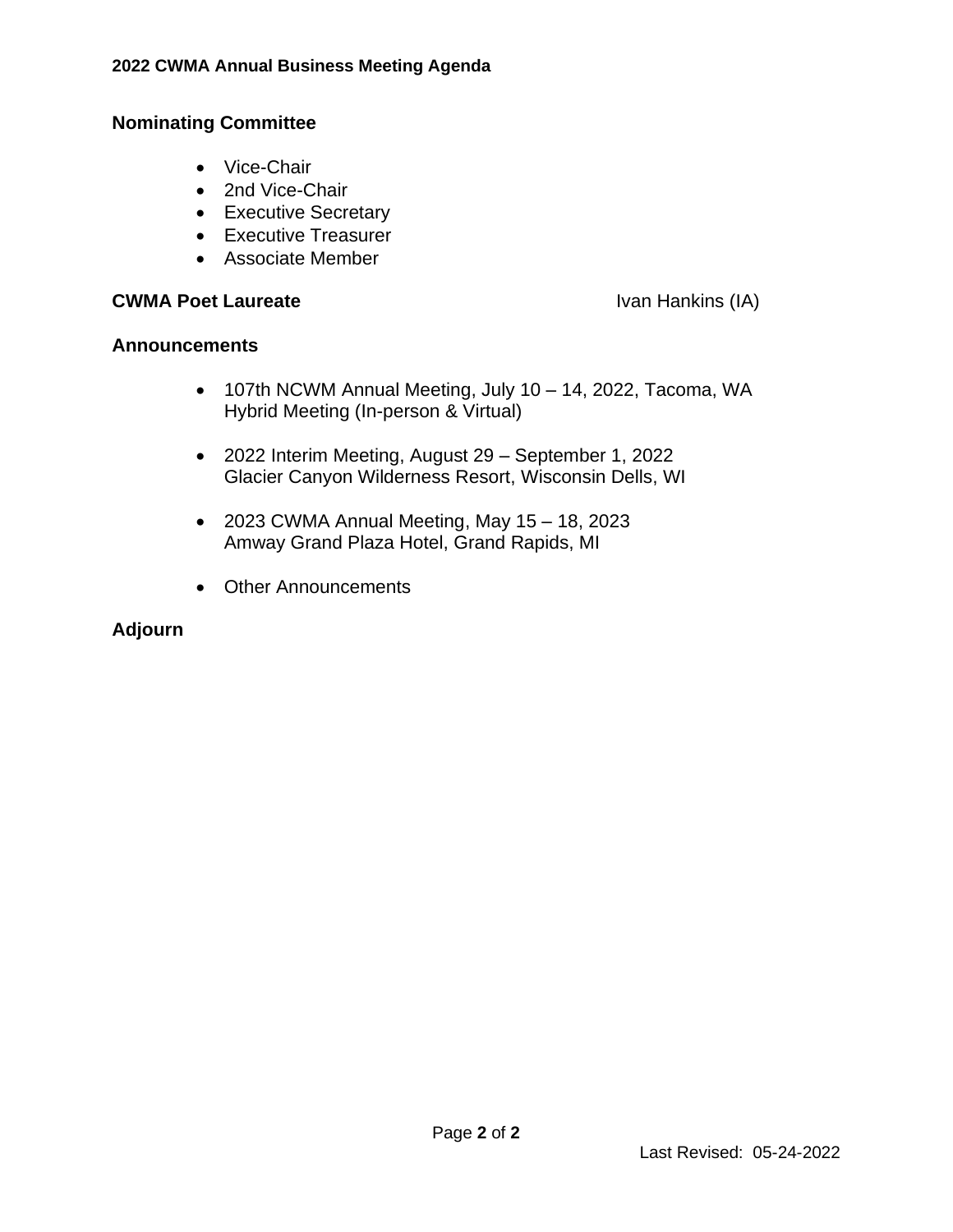## Nominating Committee

- Vice-Chair
- 2nd Vice-Chair
- Executive Secretary
- Executive Treasurer
- Associate Member

## CWMA Poet Laureate

Ivan Hankins (IA)

## Announcements

- 107th NCWM Annual Meeting, July 10 – 14, 2022, Tacoma, WA
  Hybrid Meeting (In-person & Virtual)

- 2022 Interim Meeting, August 29 – September 1, 2022
  Glacier Canyon Wilderness Resort, Wisconsin Dells, WI

- 2023 CWMA Annual Meeting, May 15 – 18, 2023
  Amway Grand Plaza Hotel, Grand Rapids, MI

- Other Announcements

## Adjourn

Last Revised: 05-24-2022